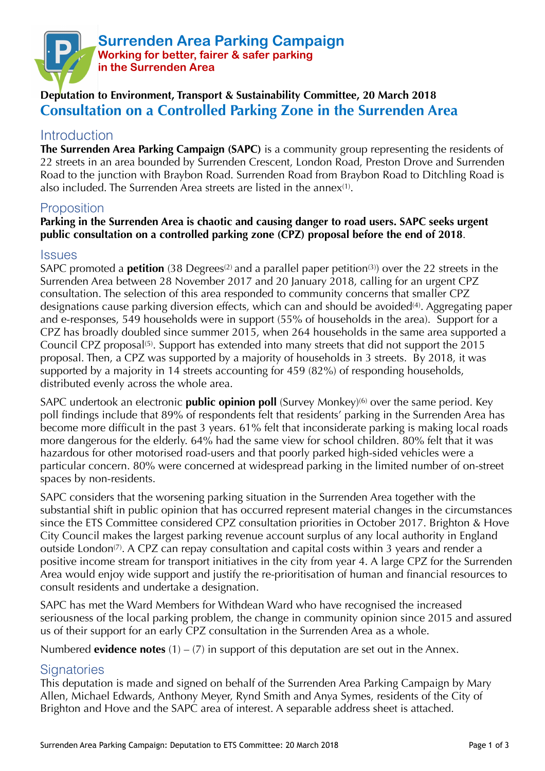# Surrenden Area Parking Campaign

**Working for better, fairer & safer parking in the Surrenden Area**

**Deputation to Environment, Transport & Sustainability Committee, 20 March 2018**

## Consultation on a Controlled Parking Zone in the Surrenden Area

### Introduction

**The Surrenden Area Parking Campaign (SAPC)** is a community group representing the residents of 22 streets in an area bounded by Surrenden Crescent, London Road, Preston Drove and Surrenden Road to the junction with Braybon Road. Surrenden Road from Braybon Road to Ditchling Road is also included. The Surrenden Area streets are listed in the annex(1).

### Proposition

**Parking in the Surrenden Area is chaotic and causing danger to road users. SAPC seeks urgent public consultation on a controlled parking zone (CPZ) proposal before the end of 2018**.

### Issues

SAPC promoted a **petition** (38 Degrees(2) and a parallel paper petition(3)) over the 22 streets in the Surrenden Area between 28 November 2017 and 20 January 2018, calling for an urgent CPZ consultation. The selection of this area responded to community concerns that smaller CPZ designations cause parking diversion effects, which can and should be avoided(4). Aggregating paper and e-responses, 549 households were in support (55% of households in the area). Support for a CPZ has broadly doubled since summer 2015, when 264 households in the same area supported a Council CPZ proposal(5). Support has extended into many streets that did not support the 2015 proposal. Then, a CPZ was supported by a majority of households in 3 streets. By 2018, it was supported by a majority in 14 streets accounting for 459 (82%) of responding households, distributed evenly across the whole area.

SAPC undertook an electronic **public opinion poll** (Survey Monkey)(6) over the same period. Key poll findings include that 89% of respondents felt that residents' parking in the Surrenden Area has become more difficult in the past 3 years. 61% felt that inconsiderate parking is making local roads more dangerous for the elderly. 64% had the same view for school children. 80% felt that it was hazardous for other motorised road-users and that poorly parked high-sided vehicles were a particular concern. 80% were concerned at widespread parking in the limited number of on-street spaces by non-residents.

SAPC considers that the worsening parking situation in the Surrenden Area together with the substantial shift in public opinion that has occurred represent material changes in the circumstances since the ETS Committee considered CPZ consultation priorities in October 2017. Brighton & Hove City Council makes the largest parking revenue account surplus of any local authority in England outside London(7). A CPZ can repay consultation and capital costs within 3 years and render a positive income stream for transport initiatives in the city from year 4. A large CPZ for the Surrenden Area would enjoy wide support and justify the re-prioritisation of human and financial resources to consult residents and undertake a designation.

SAPC has met the Ward Members for Withdean Ward who have recognised the increased seriousness of the local parking problem, the change in community opinion since 2015 and assured us of their support for an early CPZ consultation in the Surrenden Area as a whole.

Numbered **evidence notes** (1) – (7) in support of this deputation are set out in the Annex.

### Signatories

This deputation is made and signed on behalf of the Surrenden Area Parking Campaign by Mary Allen, Michael Edwards, Anthony Meyer, Rynd Smith and Anya Symes, residents of the City of Brighton and Hove and the SAPC area of interest. A separable address sheet is attached.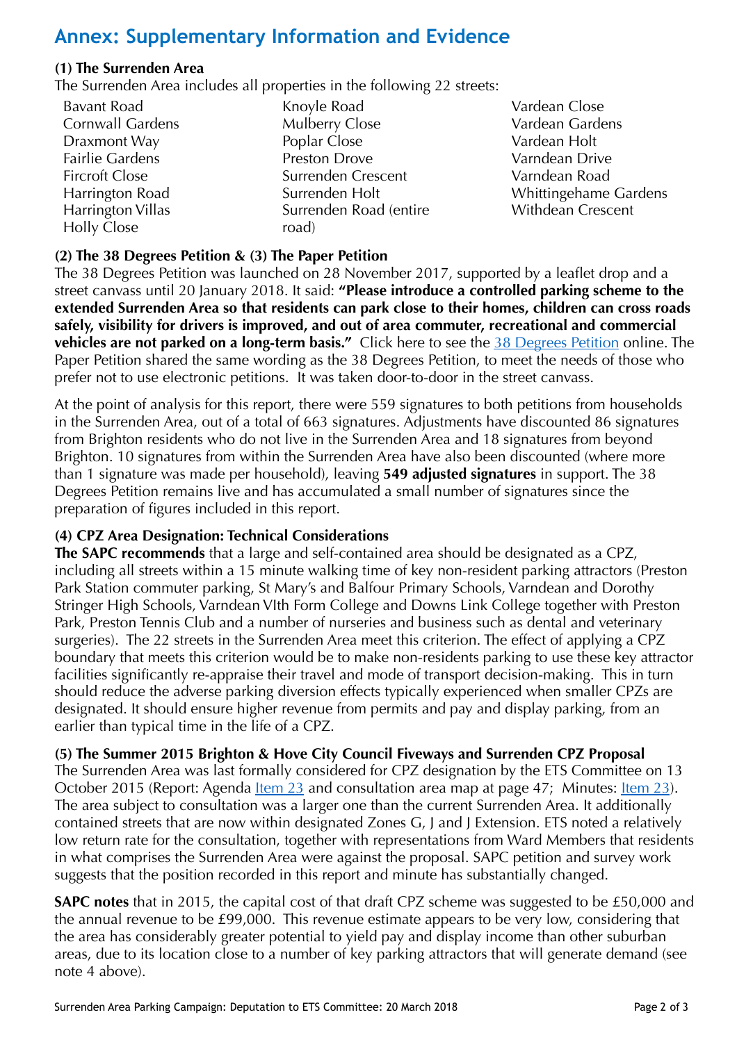# Annex: Supplementary Information and Evidence

**(1) The Surrenden Area**

The Surrenden Area includes all properties in the following 22 streets:

- Bavant Road
- Cornwall Gardens
- Draxmont Way
- Fairlie Gardens
- Fircroft Close
- Harrington Road
- Harrington Villas
- Holly Close
- Knoyle Road
- Mulberry Close
- Poplar Close
- Preston Drove
- Surrenden Crescent
- Surrenden Holt
- Surrenden Road (entire road)
- Vardean Close
- Vardean Gardens
- Vardean Holt
- Varndean Drive
- Varndean Road
- Whittingehame Gardens
- Withdean Crescent

**(2) The 38 Degrees Petition & (3) The Paper Petition**

The 38 Degrees Petition was launched on 28 November 2017, supported by a leaflet drop and a street canvass until 20 January 2018. It said: **"Please introduce a controlled parking scheme to the extended Surrenden Area so that residents can park close to their homes, children can cross roads safely, visibility for drivers is improved, and out of area commuter, recreational and commercial vehicles are not parked on a long-term basis."** Click here to see the 38 Degrees Petition online. The Paper Petition shared the same wording as the 38 Degrees Petition, to meet the needs of those who prefer not to use electronic petitions. It was taken door-to-door in the street canvass.

At the point of analysis for this report, there were 559 signatures to both petitions from households in the Surrenden Area, out of a total of 663 signatures. Adjustments have discounted 86 signatures from Brighton residents who do not live in the Surrenden Area and 18 signatures from beyond Brighton. 10 signatures from within the Surrenden Area have also been discounted (where more than 1 signature was made per household), leaving **549 adjusted signatures** in support. The 38 Degrees Petition remains live and has accumulated a small number of signatures since the preparation of figures included in this report.

**(4) CPZ Area Designation: Technical Considerations**

**The SAPC recommends** that a large and self-contained area should be designated as a CPZ, including all streets within a 15 minute walking time of key non-resident parking attractors (Preston Park Station commuter parking, St Mary's and Balfour Primary Schools, Varndean and Dorothy Stringer High Schools, Varndean VIth Form College and Downs Link College together with Preston Park, Preston Tennis Club and a number of nurseries and business such as dental and veterinary surgeries). The 22 streets in the Surrenden Area meet this criterion. The effect of applying a CPZ boundary that meets this criterion would be to make non-residents parking to use these key attractor facilities significantly re-appraise their travel and mode of transport decision-making. This in turn should reduce the adverse parking diversion effects typically experienced when smaller CPZs are designated. It should ensure higher revenue from permits and pay and display parking, from an earlier than typical time in the life of a CPZ.

**(5) The Summer 2015 Brighton & Hove City Council Fiveways and Surrenden CPZ Proposal**

The Surrenden Area was last formally considered for CPZ designation by the ETS Committee on 13 October 2015 (Report: Agenda Item 23 and consultation area map at page 47; Minutes: Item 23). The area subject to consultation was a larger one than the current Surrenden Area. It additionally contained streets that are now within designated Zones G, J and J Extension. ETS noted a relatively low return rate for the consultation, together with representations from Ward Members that residents in what comprises the Surrenden Area were against the proposal. SAPC petition and survey work suggests that the position recorded in this report and minute has substantially changed.

**SAPC notes** that in 2015, the capital cost of that draft CPZ scheme was suggested to be £50,000 and the annual revenue to be £99,000. This revenue estimate appears to be very low, considering that the area has considerably greater potential to yield pay and display income than other suburban areas, due to its location close to a number of key parking attractors that will generate demand (see note 4 above).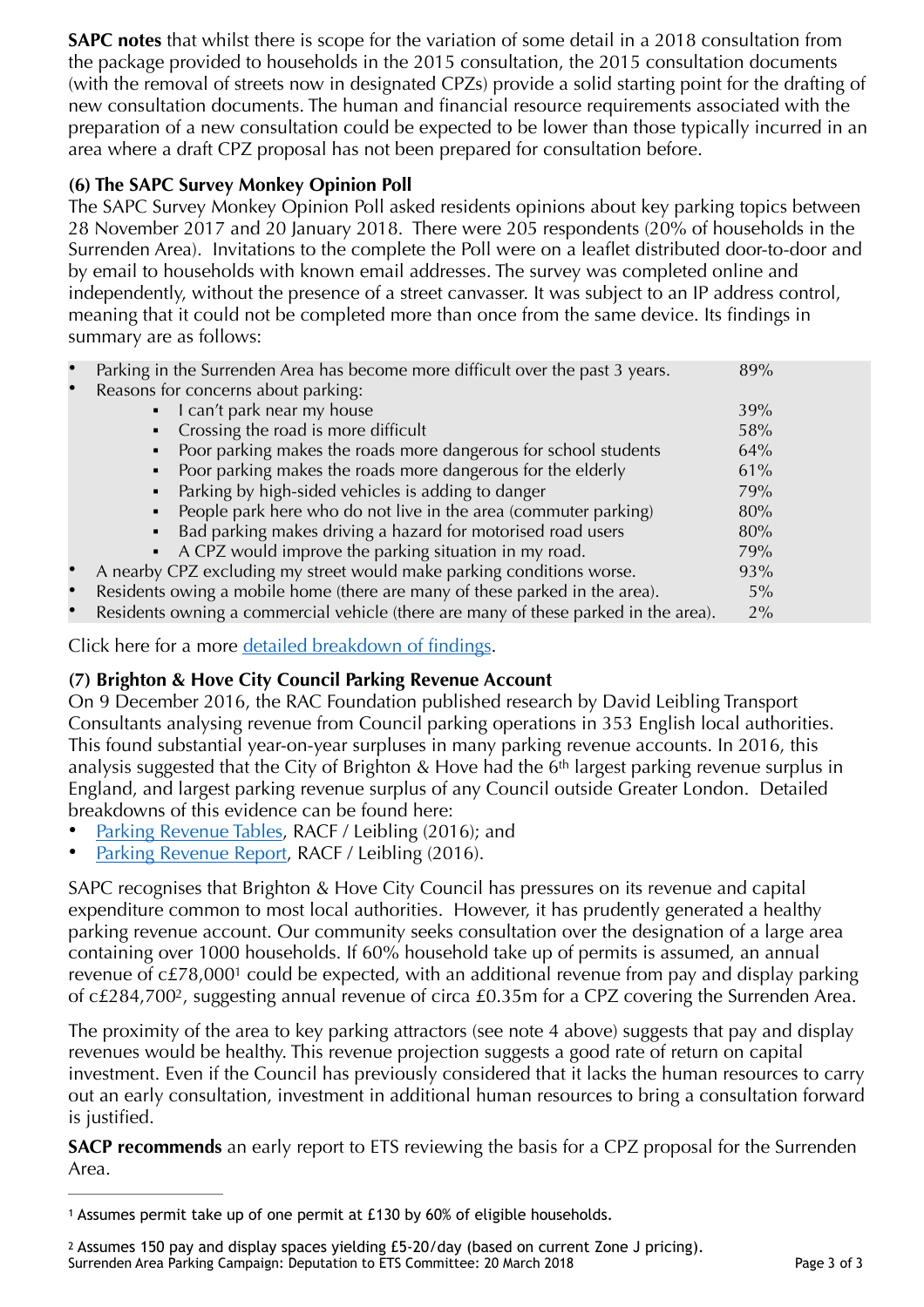**SAPC notes** that whilst there is scope for the variation of some detail in a 2018 consultation from the package provided to households in the 2015 consultation, the 2015 consultation documents (with the removal of streets now in designated CPZs) provide a solid starting point for the drafting of new consultation documents. The human and financial resource requirements associated with the preparation of a new consultation could be expected to be lower than those typically incurred in an area where a draft CPZ proposal has not been prepared for consultation before.

**(6) The SAPC Survey Monkey Opinion Poll**

The SAPC Survey Monkey Opinion Poll asked residents opinions about key parking topics between 28 November 2017 and 20 January 2018. There were 205 respondents (20% of households in the Surrenden Area). Invitations to the complete the Poll were on a leaflet distributed door-to-door and by email to households with known email addresses. The survey was completed online and independently, without the presence of a street canvasser. It was subject to an IP address control, meaning that it could not be completed more than once from the same device. Its findings in summary are as follows:

| | |
|---|---|
| • Parking in the Surrenden Area has become more difficult over the past 3 years. | 89% |
| • Reasons for concerns about parking: | |
| ▪ I can't park near my house | 39% |
| ▪ Crossing the road is more difficult | 58% |
| ▪ Poor parking makes the roads more dangerous for school students | 64% |
| ▪ Poor parking makes the roads more dangerous for the elderly | 61% |
| ▪ Parking by high-sided vehicles is adding to danger | 79% |
| ▪ People park here who do not live in the area (commuter parking) | 80% |
| ▪ Bad parking makes driving a hazard for motorised road users | 80% |
| ▪ A CPZ would improve the parking situation in my road. | 79% |
| • A nearby CPZ excluding my street would make parking conditions worse. | 93% |
| • Residents owing a mobile home (there are many of these parked in the area). | 5% |
| • Residents owning a commercial vehicle (there are many of these parked in the area). | 2% |

Click here for a more detailed breakdown of findings.

**(7) Brighton & Hove City Council Parking Revenue Account**

On 9 December 2016, the RAC Foundation published research by David Leibling Transport Consultants analysing revenue from Council parking operations in 353 English local authorities. This found substantial year-on-year surpluses in many parking revenue accounts. In 2016, this analysis suggested that the City of Brighton & Hove had the 6th largest parking revenue surplus in England, and largest parking revenue surplus of any Council outside Greater London. Detailed breakdowns of this evidence can be found here:

- Parking Revenue Tables, RACF / Leibling (2016); and
- Parking Revenue Report, RACF / Leibling (2016).

SAPC recognises that Brighton & Hove City Council has pressures on its revenue and capital expenditure common to most local authorities. However, it has prudently generated a healthy parking revenue account. Our community seeks consultation over the designation of a large area containing over 1000 households. If 60% household take up of permits is assumed, an annual revenue of c£78,000[1] could be expected, with an additional revenue from pay and display parking of c£284,700[2], suggesting annual revenue of circa £0.35m for a CPZ covering the Surrenden Area.

The proximity of the area to key parking attractors (see note 4 above) suggests that pay and display revenues would be healthy. This revenue projection suggests a good rate of return on capital investment. Even if the Council has previously considered that it lacks the human resources to carry out an early consultation, investment in additional human resources to bring a consultation forward is justified.

**SACP recommends** an early report to ETS reviewing the basis for a CPZ proposal for the Surrenden Area.

---

[1] Assumes permit take up of one permit at £130 by 60% of eligible households.

[2] Assumes 150 pay and display spaces yielding £5-20/day (based on current Zone J pricing).

Surrenden Area Parking Campaign: Deputation to ETS Committee: 20 March 2018